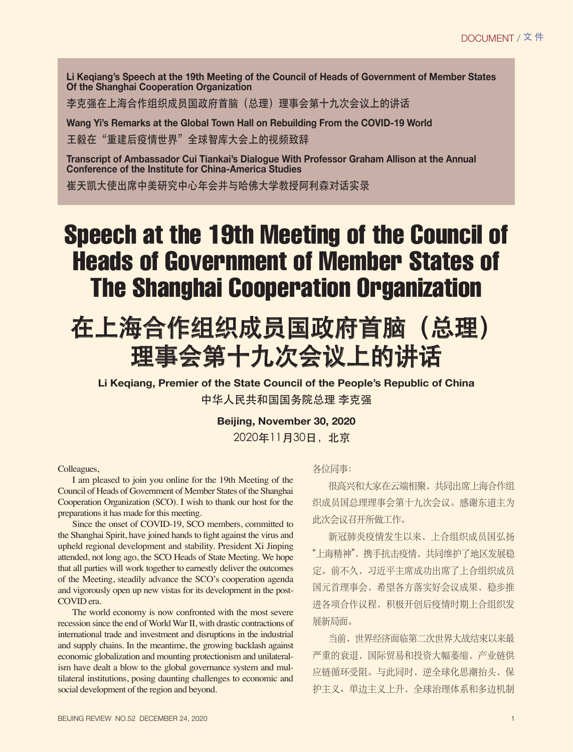**Li Keqiang's Speech at the 19th Meeting of the Council of Heads of Government of Member States Of the Shanghai Cooperation Organization**

李克强在上海合作组织成员国政府首脑（总理）理事会第十九次会议上的讲话

**Wang Yi's Remarks at the Global Town Hall on Rebuilding From the COVID-19 World**

王毅在"重建后疫情世界"全球智库大会上的视频致辞

**Transcript of Ambassador Cui Tiankai's Dialogue With Professor Graham Allison at the Annual Conference of the Institute for China-America Studies**

崔天凯大使出席中美研究中心年会并与哈佛大学教授阿利森对话实录

# Speech at the 19th Meeting of the Council of Heads of Government of Member States of The Shanghai Cooperation Organization

# 在上海合作组织成员国政府首脑（总理）理事会第十九次会议上的讲话

**Li Keqiang, Premier of the State Council of the People's Republic of China**

中华人民共和国国务院总理 李克强

**Beijing, November 30, 2020**

2020年11月30日，北京

Colleagues,

I am pleased to join you online for the 19th Meeting of the Council of Heads of Government of Member States of the Shanghai Cooperation Organization (SCO). I wish to thank our host for the preparations it has made for this meeting.

Since the onset of COVID-19, SCO members, committed to the Shanghai Spirit, have joined hands to fight against the virus and upheld regional development and stability. President Xi Jinping attended, not long ago, the SCO Heads of State Meeting. We hope that all parties will work together to earnestly deliver the outcomes of the Meeting, steadily advance the SCO's cooperation agenda and vigorously open up new vistas for its development in the post-COVID era.

The world economy is now confronted with the most severe recession since the end of World War II, with drastic contractions of international trade and investment and disruptions in the industrial and supply chains. In the meantime, the growing backlash against economic globalization and mounting protectionism and unilateralism have dealt a blow to the global governance system and multilateral institutions, posing daunting challenges to economic and social development of the region and beyond.

各位同事：

很高兴和大家在云端相聚，共同出席上海合作组织成员国总理理事会第十九次会议。感谢东道主为此次会议召开所做工作。

新冠肺炎疫情发生以来，上合组织成员国弘扬"上海精神"，携手抗击疫情，共同维护了地区发展稳定。前不久，习近平主席成功出席了上合组织成员国元首理事会，希望各方落实好会议成果，稳步推进各项合作议程，积极开创后疫情时期上合组织发展新局面。

当前，世界经济面临第二次世界大战结束以来最严重的衰退，国际贸易和投资大幅萎缩，产业链供应链循环受阻。与此同时，逆全球化思潮抬头，保护主义、单边主义上升，全球治理体系和多边机制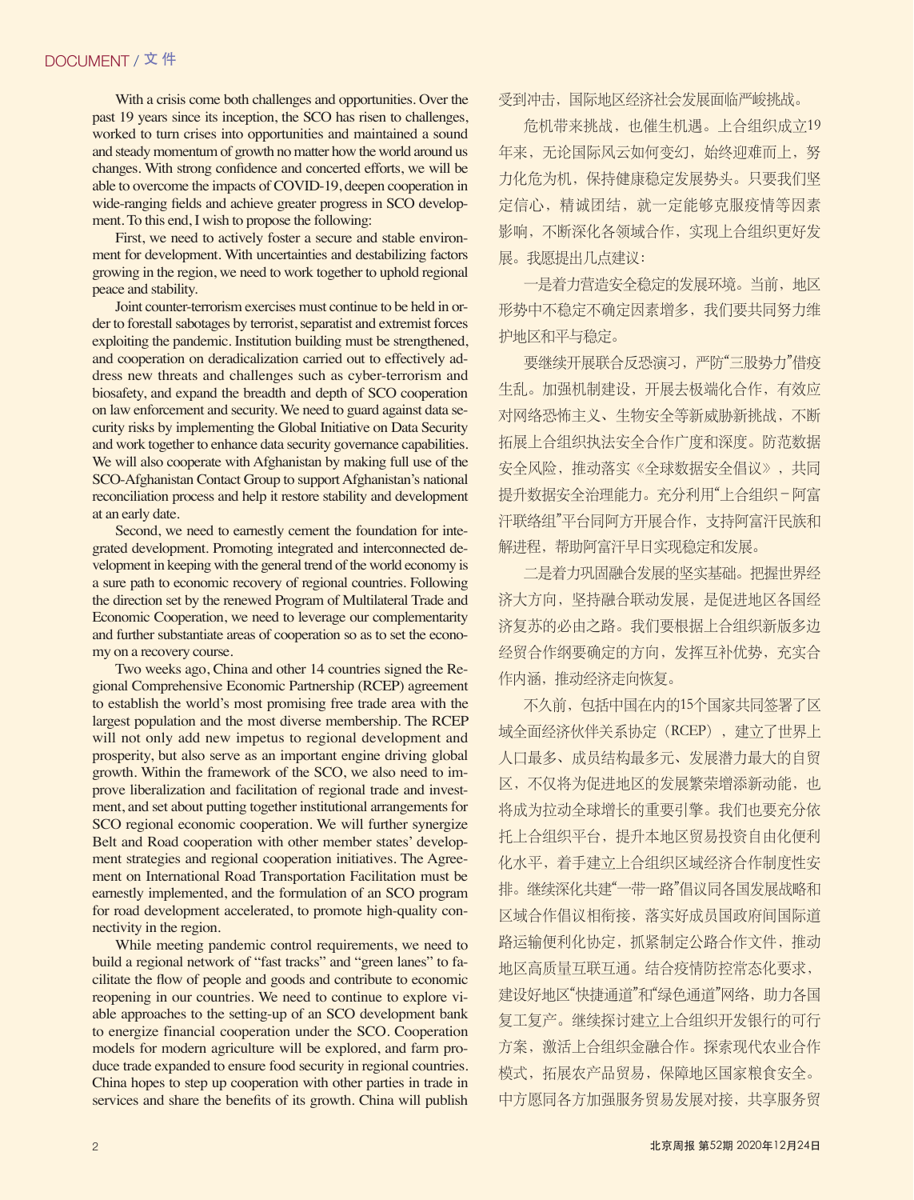With a crisis come both challenges and opportunities. Over the past 19 years since its inception, the SCO has risen to challenges, worked to turn crises into opportunities and maintained a sound and steady momentum of growth no matter how the world around us changes. With strong confidence and concerted efforts, we will be able to overcome the impacts of COVID-19, deepen cooperation in wide-ranging fields and achieve greater progress in SCO development. To this end, I wish to propose the following:

First, we need to actively foster a secure and stable environment for development. With uncertainties and destabilizing factors growing in the region, we need to work together to uphold regional peace and stability.

Joint counter-terrorism exercises must continue to be held in order to forestall sabotages by terrorist, separatist and extremist forces exploiting the pandemic. Institution building must be strengthened, and cooperation on deradicalization carried out to effectively address new threats and challenges such as cyber-terrorism and biosafety, and expand the breadth and depth of SCO cooperation on law enforcement and security. We need to guard against data security risks by implementing the Global Initiative on Data Security and work together to enhance data security governance capabilities. We will also cooperate with Afghanistan by making full use of the SCO-Afghanistan Contact Group to support Afghanistan's national reconciliation process and help it restore stability and development at an early date.

Second, we need to earnestly cement the foundation for integrated development. Promoting integrated and interconnected development in keeping with the general trend of the world economy is a sure path to economic recovery of regional countries. Following the direction set by the renewed Program of Multilateral Trade and Economic Cooperation, we need to leverage our complementarity and further substantiate areas of cooperation so as to set the economy on a recovery course.

Two weeks ago, China and other 14 countries signed the Regional Comprehensive Economic Partnership (RCEP) agreement to establish the world's most promising free trade area with the largest population and the most diverse membership. The RCEP will not only add new impetus to regional development and prosperity, but also serve as an important engine driving global growth. Within the framework of the SCO, we also need to improve liberalization and facilitation of regional trade and investment, and set about putting together institutional arrangements for SCO regional economic cooperation. We will further synergize Belt and Road cooperation with other member states' development strategies and regional cooperation initiatives. The Agreement on International Road Transportation Facilitation must be earnestly implemented, and the formulation of an SCO program for road development accelerated, to promote high-quality connectivity in the region.

While meeting pandemic control requirements, we need to build a regional network of "fast tracks" and "green lanes" to facilitate the flow of people and goods and contribute to economic reopening in our countries. We need to continue to explore viable approaches to the setting-up of an SCO development bank to energize financial cooperation under the SCO. Cooperation models for modern agriculture will be explored, and farm produce trade expanded to ensure food security in regional countries. China hopes to step up cooperation with other parties in trade in services and share the benefits of its growth. China will publish

受到冲击，国际地区经济社会发展面临严峻挑战。

危机带来挑战，也催生机遇。上合组织成立19年来，无论国际风云如何变幻，始终迎难而上，努力化危为机，保持健康稳定发展势头。只要我们坚定信心，精诚团结，就一定能够克服疫情等因素影响，不断深化各领域合作，实现上合组织更好发展。我愿提出几点建议：

一是着力营造安全稳定的发展环境。当前，地区形势中不稳定不确定因素增多，我们要共同努力维护地区和平与稳定。

要继续开展联合反恐演习，严防"三股势力"借疫生乱。加强机制建设，开展去极端化合作，有效应对网络恐怖主义、生物安全等新威胁新挑战，不断拓展上合组织执法安全合作广度和深度。防范数据安全风险，推动落实《全球数据安全倡议》，共同提升数据安全治理能力。充分利用"上合组织－阿富汗联络组"平台同阿方开展合作，支持阿富汗民族和解进程，帮助阿富汗早日实现稳定和发展。

二是着力巩固融合发展的坚实基础。把握世界经济大方向，坚持融合联动发展，是促进地区各国经济复苏的必由之路。我们要根据上合组织新版多边经贸合作纲要确定的方向，发挥互补优势，充实合作内涵，推动经济走向恢复。

不久前，包括中国在内的15个国家共同签署了区域全面经济伙伴关系协定（RCEP），建立了世界上人口最多、成员结构最多元、发展潜力最大的自贸区，不仅将为促进地区的发展繁荣增添新动能，也将成为拉动全球增长的重要引擎。我们也要充分依托上合组织平台，提升本地区贸易投资自由化便利化水平，着手建立上合组织区域经济合作制度性安排。继续深化共建"一带一路"倡议同各国发展战略和区域合作倡议相衔接，落实好成员国政府间国际道路运输便利化协定，抓紧制定公路合作文件，推动地区高质量互联互通。结合疫情防控常态化要求，建设好地区"快捷通道"和"绿色通道"网络，助力各国复工复产。继续探讨建立上合组织开发银行的可行方案，激活上合组织金融合作。探索现代农业合作模式，拓展农产品贸易，保障地区国家粮食安全。中方愿同各方加强服务贸易发展对接，共享服务贸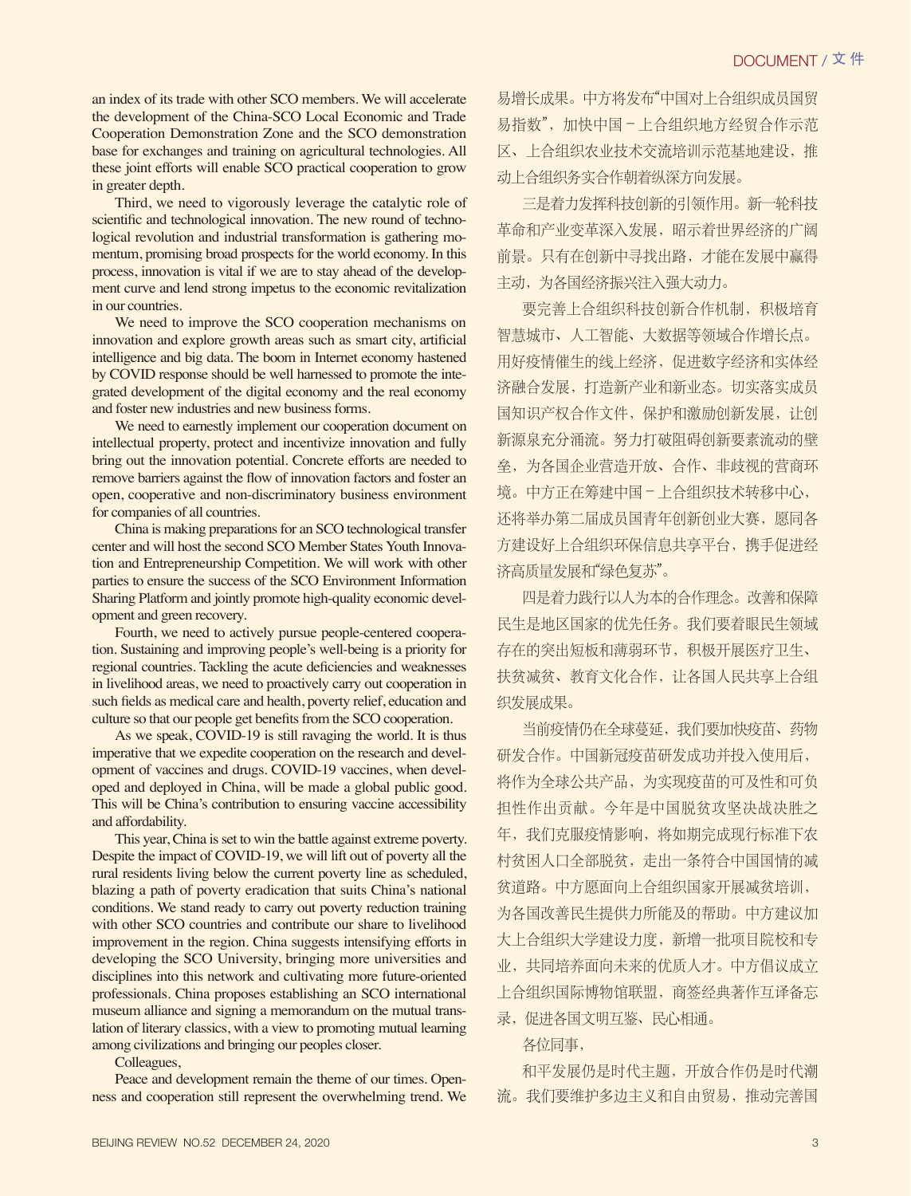an index of its trade with other SCO members. We will accelerate the development of the China-SCO Local Economic and Trade Cooperation Demonstration Zone and the SCO demonstration base for exchanges and training on agricultural technologies. All these joint efforts will enable SCO practical cooperation to grow in greater depth.

Third, we need to vigorously leverage the catalytic role of scientific and technological innovation. The new round of technological revolution and industrial transformation is gathering momentum, promising broad prospects for the world economy. In this process, innovation is vital if we are to stay ahead of the development curve and lend strong impetus to the economic revitalization in our countries.

We need to improve the SCO cooperation mechanisms on innovation and explore growth areas such as smart city, artificial intelligence and big data. The boom in Internet economy hastened by COVID response should be well harnessed to promote the integrated development of the digital economy and the real economy and foster new industries and new business forms.

We need to earnestly implement our cooperation document on intellectual property, protect and incentivize innovation and fully bring out the innovation potential. Concrete efforts are needed to remove barriers against the flow of innovation factors and foster an open, cooperative and non-discriminatory business environment for companies of all countries.

China is making preparations for an SCO technological transfer center and will host the second SCO Member States Youth Innovation and Entrepreneurship Competition. We will work with other parties to ensure the success of the SCO Environment Information Sharing Platform and jointly promote high-quality economic development and green recovery.

Fourth, we need to actively pursue people-centered cooperation. Sustaining and improving people's well-being is a priority for regional countries. Tackling the acute deficiencies and weaknesses in livelihood areas, we need to proactively carry out cooperation in such fields as medical care and health, poverty relief, education and culture so that our people get benefits from the SCO cooperation.

As we speak, COVID-19 is still ravaging the world. It is thus imperative that we expedite cooperation on the research and development of vaccines and drugs. COVID-19 vaccines, when developed and deployed in China, will be made a global public good. This will be China's contribution to ensuring vaccine accessibility and affordability.

This year, China is set to win the battle against extreme poverty. Despite the impact of COVID-19, we will lift out of poverty all the rural residents living below the current poverty line as scheduled, blazing a path of poverty eradication that suits China's national conditions. We stand ready to carry out poverty reduction training with other SCO countries and contribute our share to livelihood improvement in the region. China suggests intensifying efforts in developing the SCO University, bringing more universities and disciplines into this network and cultivating more future-oriented professionals. China proposes establishing an SCO international museum alliance and signing a memorandum on the mutual translation of literary classics, with a view to promoting mutual learning among civilizations and bringing our peoples closer.

Colleagues,

Peace and development remain the theme of our times. Openness and cooperation still represent the overwhelming trend. We

易增长成果。中方将发布"中国对上合组织成员国贸易指数"，加快中国－上合组织地方经贸合作示范区、上合组织农业技术交流培训示范基地建设，推动上合组织务实合作朝着纵深方向发展。

三是着力发挥科技创新的引领作用。新一轮科技革命和产业变革深入发展，昭示着世界经济的广阔前景。只有在创新中寻找出路，才能在发展中赢得主动，为各国经济振兴注入强大动力。

要完善上合组织科技创新合作机制，积极培育智慧城市、人工智能、大数据等领域合作增长点。用好疫情催生的线上经济，促进数字经济和实体经济融合发展，打造新产业和新业态。切实落实成员国知识产权合作文件，保护和激励创新发展，让创新源泉充分涌流。努力打破阻碍创新要素流动的壁垒，为各国企业营造开放、合作、非歧视的营商环境。中方正在筹建中国－上合组织技术转移中心，还将举办第二届成员国青年创新创业大赛，愿同各方建设好上合组织环保信息共享平台，携手促进经济高质量发展和"绿色复苏"。

四是着力践行以人为本的合作理念。改善和保障民生是地区国家的优先任务。我们要着眼民生领域存在的突出短板和薄弱环节，积极开展医疗卫生、扶贫减贫、教育文化合作，让各国人民共享上合组织发展成果。

当前疫情仍在全球蔓延，我们要加快疫苗、药物研发合作。中国新冠疫苗研发成功并投入使用后，将作为全球公共产品，为实现疫苗的可及性和可负担性作出贡献。今年是中国脱贫攻坚决战决胜之年，我们克服疫情影响，将如期完成现行标准下农村贫困人口全部脱贫，走出一条符合中国国情的减贫道路。中方愿面向上合组织国家开展减贫培训，为各国改善民生提供力所能及的帮助。中方建议加大上合组织大学建设力度，新增一批项目院校和专业，共同培养面向未来的优质人才。中方倡议成立上合组织国际博物馆联盟，商签经典著作互译备忘录，促进各国文明互鉴、民心相通。

各位同事，

和平发展仍是时代主题，开放合作仍是时代潮流。我们要维护多边主义和自由贸易，推动完善国